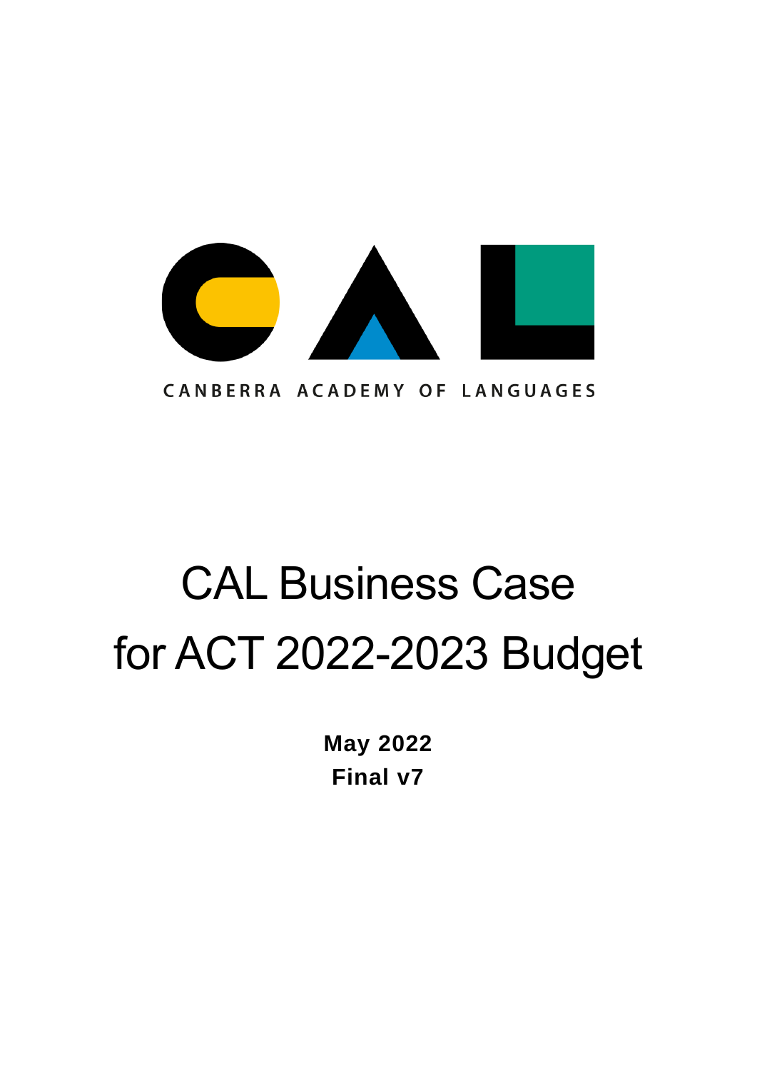CANBERRA ACADEMY OF LANGUAGES

# CAL Business Case for ACT 2022-2023 Budget

**May 2022**

**Final v7**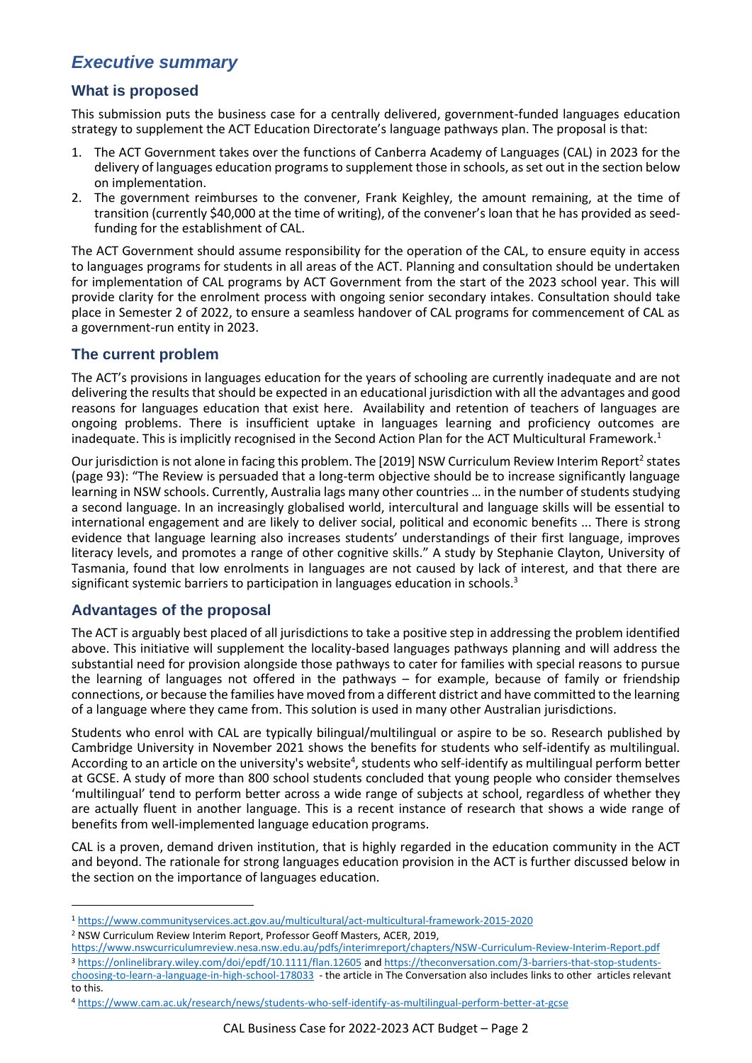## *Executive summary*

### What is proposed

This submission puts the business case for a centrally delivered, government-funded languages education strategy to supplement the ACT Education Directorate's language pathways plan. The proposal is that:

1. The ACT Government takes over the functions of Canberra Academy of Languages (CAL) in 2023 for the delivery of languages education programs to supplement those in schools, as set out in the section below on implementation.
2. The government reimburses to the convener, Frank Keighley, the amount remaining, at the time of transition (currently $40,000 at the time of writing), of the convener's loan that he has provided as seed-funding for the establishment of CAL.

The ACT Government should assume responsibility for the operation of the CAL, to ensure equity in access to languages programs for students in all areas of the ACT. Planning and consultation should be undertaken for implementation of CAL programs by ACT Government from the start of the 2023 school year. This will provide clarity for the enrolment process with ongoing senior secondary intakes. Consultation should take place in Semester 2 of 2022, to ensure a seamless handover of CAL programs for commencement of CAL as a government-run entity in 2023.

### The current problem

The ACT's provisions in languages education for the years of schooling are currently inadequate and are not delivering the results that should be expected in an educational jurisdiction with all the advantages and good reasons for languages education that exist here. Availability and retention of teachers of languages are ongoing problems. There is insufficient uptake in languages learning and proficiency outcomes are inadequate. This is implicitly recognised in the Second Action Plan for the ACT Multicultural Framework.[1]

Our jurisdiction is not alone in facing this problem. The [2019] NSW Curriculum Review Interim Report[2] states (page 93): "The Review is persuaded that a long-term objective should be to increase significantly language learning in NSW schools. Currently, Australia lags many other countries … in the number of students studying a second language. In an increasingly globalised world, intercultural and language skills will be essential to international engagement and are likely to deliver social, political and economic benefits ... There is strong evidence that language learning also increases students' understandings of their first language, improves literacy levels, and promotes a range of other cognitive skills." A study by Stephanie Clayton, University of Tasmania, found that low enrolments in languages are not caused by lack of interest, and that there are significant systemic barriers to participation in languages education in schools.[3]

### Advantages of the proposal

The ACT is arguably best placed of all jurisdictions to take a positive step in addressing the problem identified above. This initiative will supplement the locality-based languages pathways planning and will address the substantial need for provision alongside those pathways to cater for families with special reasons to pursue the learning of languages not offered in the pathways – for example, because of family or friendship connections, or because the families have moved from a different district and have committed to the learning of a language where they came from. This solution is used in many other Australian jurisdictions.

Students who enrol with CAL are typically bilingual/multilingual or aspire to be so. Research published by Cambridge University in November 2021 shows the benefits for students who self-identify as multilingual. According to an article on the university's website[4], students who self-identify as multilingual perform better at GCSE. A study of more than 800 school students concluded that young people who consider themselves 'multilingual' tend to perform better across a wide range of subjects at school, regardless of whether they are actually fluent in another language. This is a recent instance of research that shows a wide range of benefits from well-implemented language education programs.

CAL is a proven, demand driven institution, that is highly regarded in the education community in the ACT and beyond. The rationale for strong languages education provision in the ACT is further discussed below in the section on the importance of languages education.

---

[1] https://www.communityservices.act.gov.au/multicultural/act-multicultural-framework-2015-2020

[2] NSW Curriculum Review Interim Report, Professor Geoff Masters, ACER, 2019, https://www.nswcurriculumreview.nesa.nsw.edu.au/pdfs/interimreport/chapters/NSW-Curriculum-Review-Interim-Report.pdf

[3] https://onlinelibrary.wiley.com/doi/epdf/10.1111/flan.12605 and https://theconversation.com/3-barriers-that-stop-students-choosing-to-learn-a-language-in-high-school-178033 - the article in The Conversation also includes links to other articles relevant to this.

[4] https://www.cam.ac.uk/research/news/students-who-self-identify-as-multilingual-perform-better-at-gcse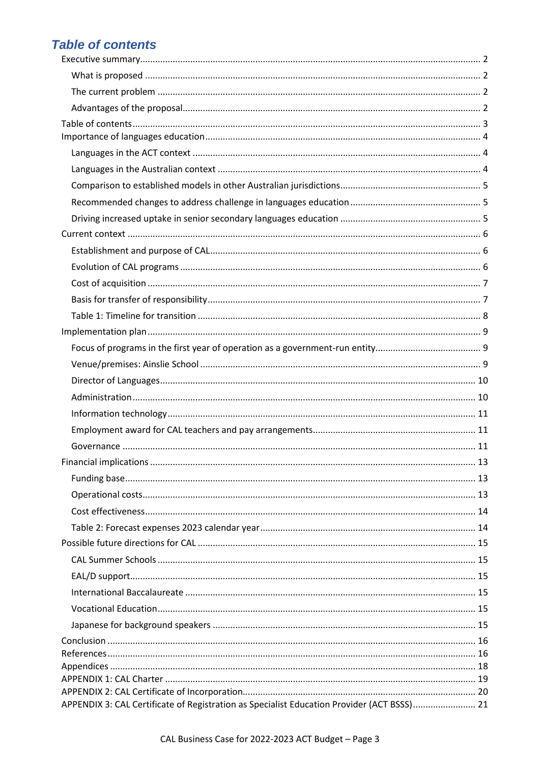## *Table of contents*

Executive summary ........ 2

- What is proposed ........ 2
- The current problem ........ 2
- Advantages of the proposal ........ 2

Table of contents ........ 3

Importance of languages education ........ 4

- Languages in the ACT context ........ 4
- Languages in the Australian context ........ 4
- Comparison to established models in other Australian jurisdictions ........ 5
- Recommended changes to address challenge in languages education ........ 5
- Driving increased uptake in senior secondary languages education ........ 5

Current context ........ 6

- Establishment and purpose of CAL ........ 6
- Evolution of CAL programs ........ 6
- Cost of acquisition ........ 7
- Basis for transfer of responsibility ........ 7
- Table 1: Timeline for transition ........ 8

Implementation plan ........ 9

- Focus of programs in the first year of operation as a government-run entity ........ 9
- Venue/premises: Ainslie School ........ 9
- Director of Languages ........ 10
- Administration ........ 10
- Information technology ........ 11
- Employment award for CAL teachers and pay arrangements ........ 11
- Governance ........ 11

Financial implications ........ 13

- Funding base ........ 13
- Operational costs ........ 13
- Cost effectiveness ........ 14
- Table 2: Forecast expenses 2023 calendar year ........ 14

Possible future directions for CAL ........ 15

- CAL Summer Schools ........ 15
- EAL/D support ........ 15
- International Baccalaureate ........ 15
- Vocational Education ........ 15
- Japanese for background speakers ........ 15

Conclusion ........ 16

References ........ 16

Appendices ........ 18

APPENDIX 1: CAL Charter ........ 19

APPENDIX 2: CAL Certificate of Incorporation ........ 20

APPENDIX 3: CAL Certificate of Registration as Specialist Education Provider (ACT BSSS) ........ 21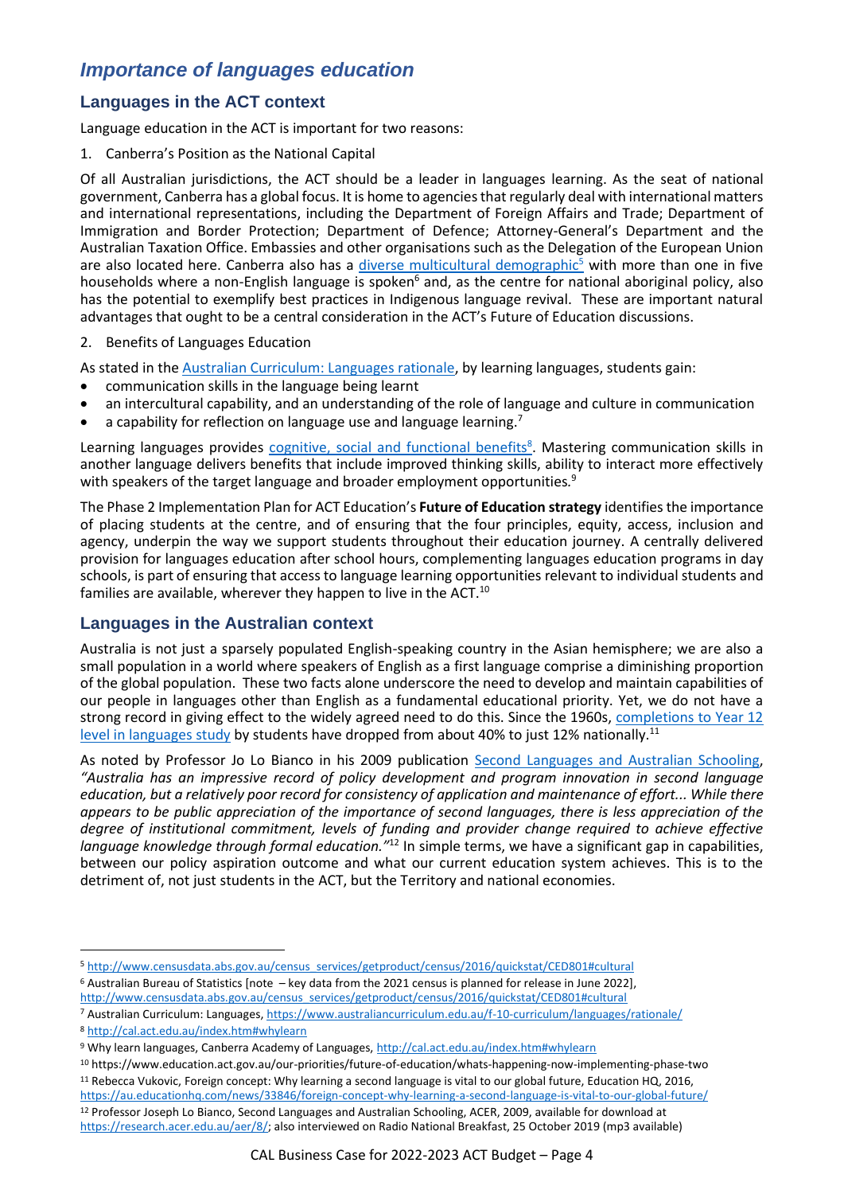# *Importance of languages education*

## Languages in the ACT context

Language education in the ACT is important for two reasons:

1. Canberra's Position as the National Capital

Of all Australian jurisdictions, the ACT should be a leader in languages learning. As the seat of national government, Canberra has a global focus. It is home to agencies that regularly deal with international matters and international representations, including the Department of Foreign Affairs and Trade; Department of Immigration and Border Protection; Department of Defence; Attorney-General's Department and the Australian Taxation Office. Embassies and other organisations such as the Delegation of the European Union are also located here. Canberra also has a diverse multicultural demographic[5] with more than one in five households where a non-English language is spoken[6] and, as the centre for national aboriginal policy, also has the potential to exemplify best practices in Indigenous language revival. These are important natural advantages that ought to be a central consideration in the ACT's Future of Education discussions.

2. Benefits of Languages Education

As stated in the Australian Curriculum: Languages rationale, by learning languages, students gain:

- communication skills in the language being learnt
- an intercultural capability, and an understanding of the role of language and culture in communication
- a capability for reflection on language use and language learning.[7]

Learning languages provides cognitive, social and functional benefits[8]. Mastering communication skills in another language delivers benefits that include improved thinking skills, ability to interact more effectively with speakers of the target language and broader employment opportunities.[9]

The Phase 2 Implementation Plan for ACT Education's **Future of Education strategy** identifies the importance of placing students at the centre, and of ensuring that the four principles, equity, access, inclusion and agency, underpin the way we support students throughout their education journey. A centrally delivered provision for languages education after school hours, complementing languages education programs in day schools, is part of ensuring that access to language learning opportunities relevant to individual students and families are available, wherever they happen to live in the ACT.[10]

## Languages in the Australian context

Australia is not just a sparsely populated English-speaking country in the Asian hemisphere; we are also a small population in a world where speakers of English as a first language comprise a diminishing proportion of the global population. These two facts alone underscore the need to develop and maintain capabilities of our people in languages other than English as a fundamental educational priority. Yet, we do not have a strong record in giving effect to the widely agreed need to do this. Since the 1960s, completions to Year 12 level in languages study by students have dropped from about 40% to just 12% nationally.[11]

As noted by Professor Jo Lo Bianco in his 2009 publication Second Languages and Australian Schooling, *"Australia has an impressive record of policy development and program innovation in second language education, but a relatively poor record for consistency of application and maintenance of effort... While there appears to be public appreciation of the importance of second languages, there is less appreciation of the degree of institutional commitment, levels of funding and provider change required to achieve effective language knowledge through formal education."*[12] In simple terms, we have a significant gap in capabilities, between our policy aspiration outcome and what our current education system achieves. This is to the detriment of, not just students in the ACT, but the Territory and national economies.

---

[5] http://www.censusdata.abs.gov.au/census_services/getproduct/census/2016/quickstat/CED801#cultural

[6] Australian Bureau of Statistics [note – key data from the 2021 census is planned for release in June 2022], http://www.censusdata.abs.gov.au/census_services/getproduct/census/2016/quickstat/CED801#cultural

[7] Australian Curriculum: Languages, https://www.australiancurriculum.edu.au/f-10-curriculum/languages/rationale/

[8] http://cal.act.edu.au/index.htm#whylearn

[9] Why learn languages, Canberra Academy of Languages, http://cal.act.edu.au/index.htm#whylearn

[10] https://www.education.act.gov.au/our-priorities/future-of-education/whats-happening-now-implementing-phase-two

[11] Rebecca Vukovic, Foreign concept: Why learning a second language is vital to our global future, Education HQ, 2016, https://au.educationhq.com/news/33846/foreign-concept-why-learning-a-second-language-is-vital-to-our-global-future/

[12] Professor Joseph Lo Bianco, Second Languages and Australian Schooling, ACER, 2009, available for download at https://research.acer.edu.au/aer/8/; also interviewed on Radio National Breakfast, 25 October 2019 (mp3 available)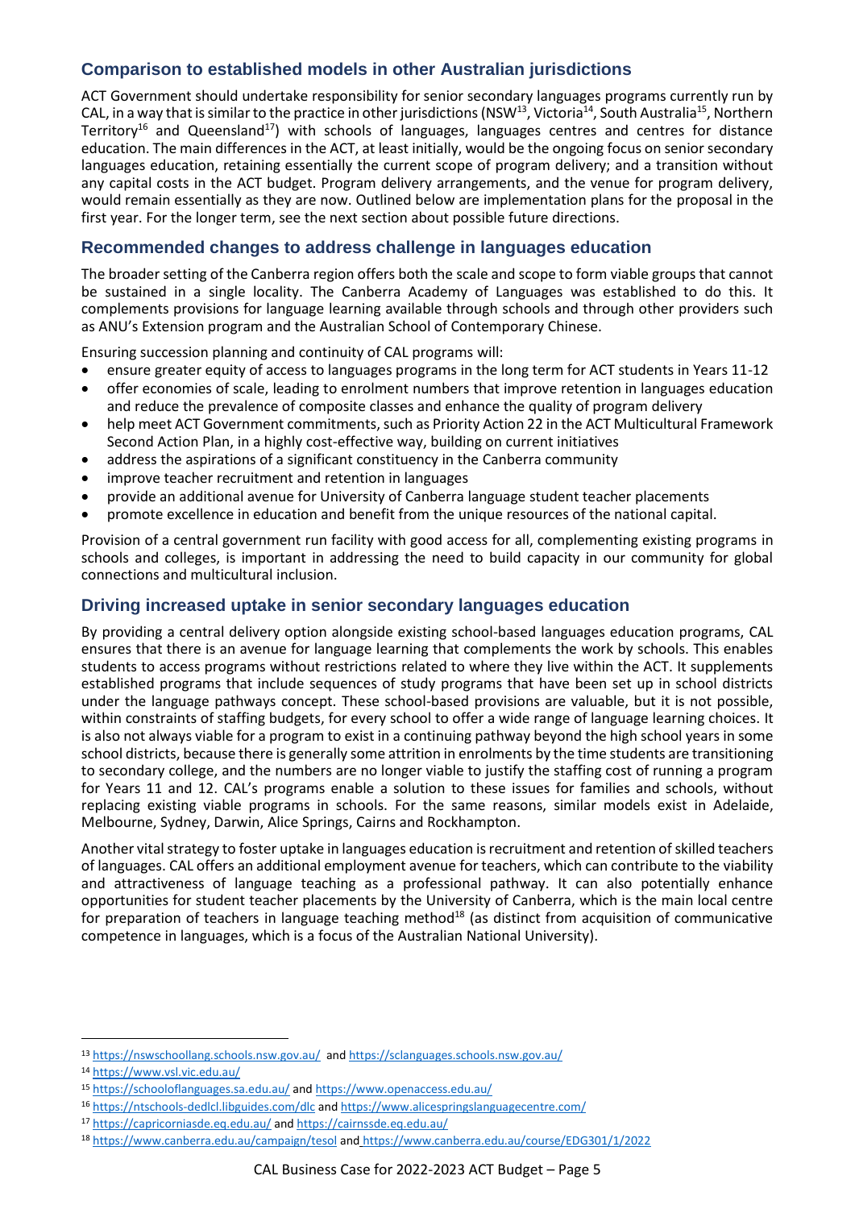## Comparison to established models in other Australian jurisdictions

ACT Government should undertake responsibility for senior secondary languages programs currently run by CAL, in a way that is similar to the practice in other jurisdictions (NSW[13], Victoria[14], South Australia[15], Northern Territory[16] and Queensland[17]) with schools of languages, languages centres and centres for distance education. The main differences in the ACT, at least initially, would be the ongoing focus on senior secondary languages education, retaining essentially the current scope of program delivery; and a transition without any capital costs in the ACT budget. Program delivery arrangements, and the venue for program delivery, would remain essentially as they are now. Outlined below are implementation plans for the proposal in the first year. For the longer term, see the next section about possible future directions.

## Recommended changes to address challenge in languages education

The broader setting of the Canberra region offers both the scale and scope to form viable groups that cannot be sustained in a single locality. The Canberra Academy of Languages was established to do this. It complements provisions for language learning available through schools and through other providers such as ANU's Extension program and the Australian School of Contemporary Chinese.

Ensuring succession planning and continuity of CAL programs will:

- ensure greater equity of access to languages programs in the long term for ACT students in Years 11-12
- offer economies of scale, leading to enrolment numbers that improve retention in languages education and reduce the prevalence of composite classes and enhance the quality of program delivery
- help meet ACT Government commitments, such as Priority Action 22 in the ACT Multicultural Framework Second Action Plan, in a highly cost-effective way, building on current initiatives
- address the aspirations of a significant constituency in the Canberra community
- improve teacher recruitment and retention in languages
- provide an additional avenue for University of Canberra language student teacher placements
- promote excellence in education and benefit from the unique resources of the national capital.

Provision of a central government run facility with good access for all, complementing existing programs in schools and colleges, is important in addressing the need to build capacity in our community for global connections and multicultural inclusion.

## Driving increased uptake in senior secondary languages education

By providing a central delivery option alongside existing school-based languages education programs, CAL ensures that there is an avenue for language learning that complements the work by schools. This enables students to access programs without restrictions related to where they live within the ACT. It supplements established programs that include sequences of study programs that have been set up in school districts under the language pathways concept. These school-based provisions are valuable, but it is not possible, within constraints of staffing budgets, for every school to offer a wide range of language learning choices. It is also not always viable for a program to exist in a continuing pathway beyond the high school years in some school districts, because there is generally some attrition in enrolments by the time students are transitioning to secondary college, and the numbers are no longer viable to justify the staffing cost of running a program for Years 11 and 12. CAL's programs enable a solution to these issues for families and schools, without replacing existing viable programs in schools. For the same reasons, similar models exist in Adelaide, Melbourne, Sydney, Darwin, Alice Springs, Cairns and Rockhampton.

Another vital strategy to foster uptake in languages education is recruitment and retention of skilled teachers of languages. CAL offers an additional employment avenue for teachers, which can contribute to the viability and attractiveness of language teaching as a professional pathway. It can also potentially enhance opportunities for student teacher placements by the University of Canberra, which is the main local centre for preparation of teachers in language teaching method[18] (as distinct from acquisition of communicative competence in languages, which is a focus of the Australian National University).

---

[13] https://nswschoollang.schools.nsw.gov.au/ and https://sclanguages.schools.nsw.gov.au/

[14] https://www.vsl.vic.edu.au/

[15] https://schooloflanguages.sa.edu.au/ and https://www.openaccess.edu.au/

[16] https://ntschools-dedlcl.libguides.com/dlc and https://www.alicespringslanguagecentre.com/

[17] https://capricorniasde.eq.edu.au/ and https://cairnssde.eq.edu.au/

[18] https://www.canberra.edu.au/campaign/tesol and https://www.canberra.edu.au/course/EDG301/1/2022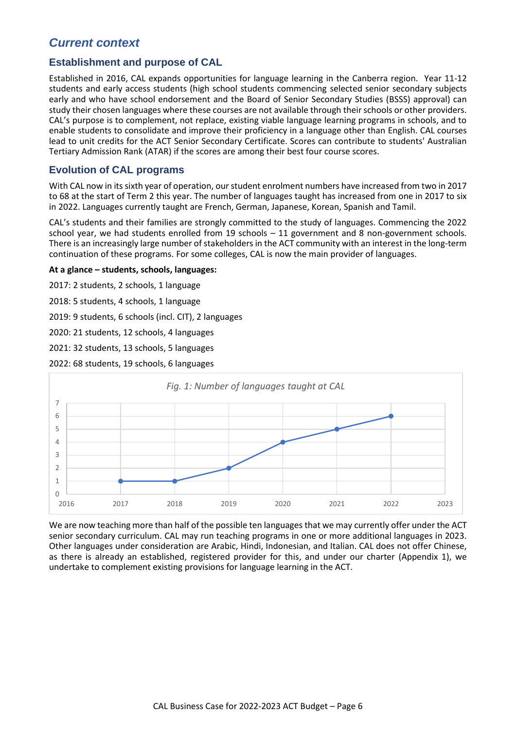## Current context

### Establishment and purpose of CAL

Established in 2016, CAL expands opportunities for language learning in the Canberra region. Year 11-12 students and early access students (high school students commencing selected senior secondary subjects early and who have school endorsement and the Board of Senior Secondary Studies (BSSS) approval) can study their chosen languages where these courses are not available through their schools or other providers. CAL's purpose is to complement, not replace, existing viable language learning programs in schools, and to enable students to consolidate and improve their proficiency in a language other than English. CAL courses lead to unit credits for the ACT Senior Secondary Certificate. Scores can contribute to students' Australian Tertiary Admission Rank (ATAR) if the scores are among their best four course scores.

### Evolution of CAL programs

With CAL now in its sixth year of operation, our student enrolment numbers have increased from two in 2017 to 68 at the start of Term 2 this year. The number of languages taught has increased from one in 2017 to six in 2022. Languages currently taught are French, German, Japanese, Korean, Spanish and Tamil.

CAL's students and their families are strongly committed to the study of languages. Commencing the 2022 school year, we had students enrolled from 19 schools – 11 government and 8 non-government schools. There is an increasingly large number of stakeholders in the ACT community with an interest in the long-term continuation of these programs. For some colleges, CAL is now the main provider of languages.

**At a glance – students, schools, languages:**

2017: 2 students, 2 schools, 1 language

2018: 5 students, 4 schools, 1 language

2019: 9 students, 6 schools (incl. CIT), 2 languages

2020: 21 students, 12 schools, 4 languages

2021: 32 students, 13 schools, 5 languages

2022: 68 students, 19 schools, 6 languages

*Fig. 1: Number of languages taught at CAL*

| Year | Number of languages |
|---|---|
| 2017 | 1 |
| 2018 | 1 |
| 2019 | 2 |
| 2020 | 4 |
| 2021 | 5 |
| 2022 | 6 |

We are now teaching more than half of the possible ten languages that we may currently offer under the ACT senior secondary curriculum. CAL may run teaching programs in one or more additional languages in 2023. Other languages under consideration are Arabic, Hindi, Indonesian, and Italian. CAL does not offer Chinese, as there is already an established, registered provider for this, and under our charter (Appendix 1), we undertake to complement existing provisions for language learning in the ACT.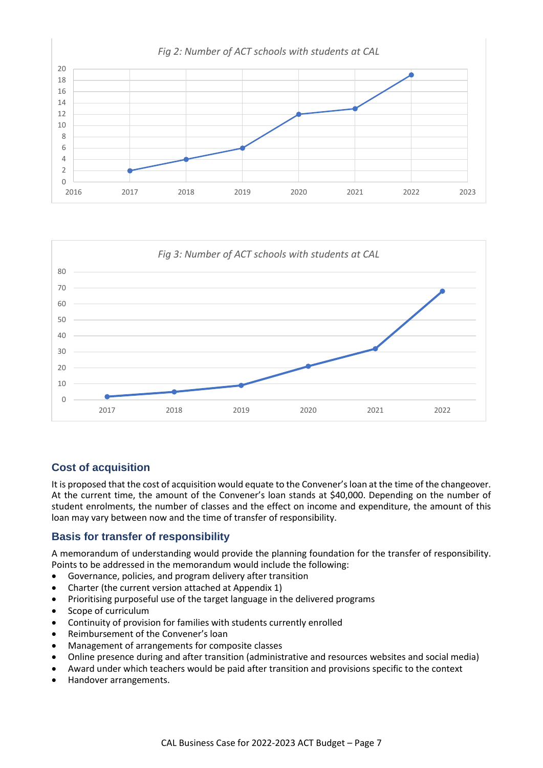*Fig 2: Number of ACT schools with students at CAL*

*Fig 3: Number of ACT schools with students at CAL*

## Cost of acquisition

It is proposed that the cost of acquisition would equate to the Convener's loan at the time of the changeover. At the current time, the amount of the Convener's loan stands at $40,000. Depending on the number of student enrolments, the number of classes and the effect on income and expenditure, the amount of this loan may vary between now and the time of transfer of responsibility.

## Basis for transfer of responsibility

A memorandum of understanding would provide the planning foundation for the transfer of responsibility. Points to be addressed in the memorandum would include the following:

- Governance, policies, and program delivery after transition
- Charter (the current version attached at Appendix 1)
- Prioritising purposeful use of the target language in the delivered programs
- Scope of curriculum
- Continuity of provision for families with students currently enrolled
- Reimbursement of the Convener's loan
- Management of arrangements for composite classes
- Online presence during and after transition (administrative and resources websites and social media)
- Award under which teachers would be paid after transition and provisions specific to the context
- Handover arrangements.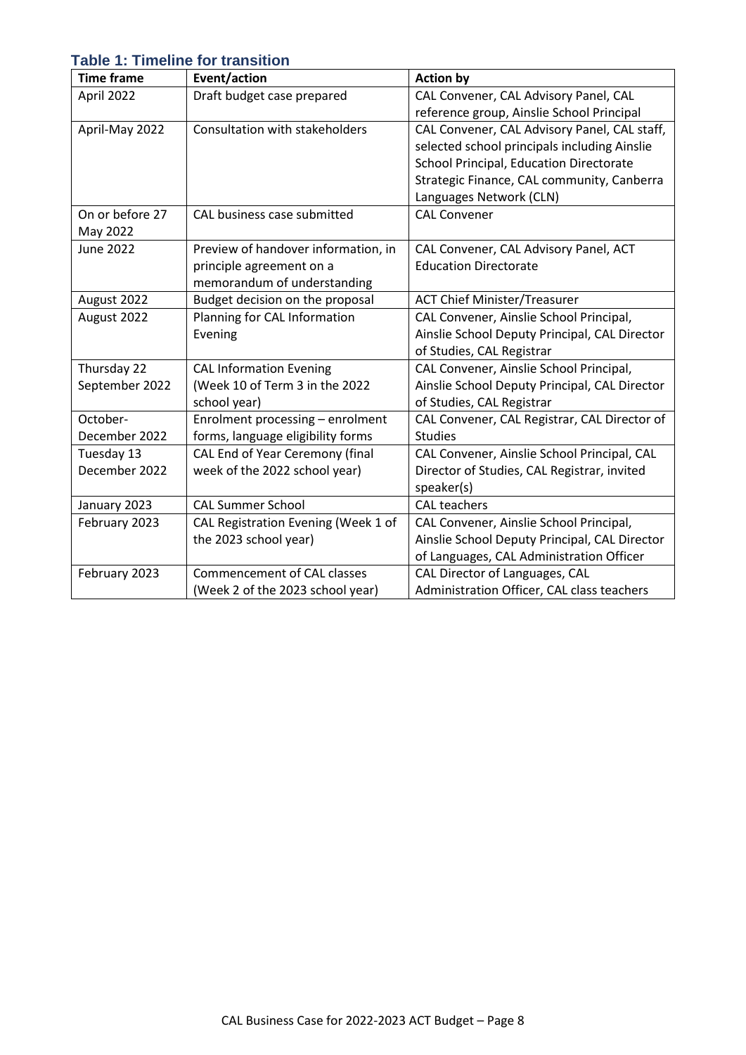### Table 1: Timeline for transition

| Time frame | Event/action | Action by |
|---|---|---|
| April 2022 | Draft budget case prepared | CAL Convener, CAL Advisory Panel, CAL reference group, Ainslie School Principal |
| April-May 2022 | Consultation with stakeholders | CAL Convener, CAL Advisory Panel, CAL staff, selected school principals including Ainslie School Principal, Education Directorate Strategic Finance, CAL community, Canberra Languages Network (CLN) |
| On or before 27 May 2022 | CAL business case submitted | CAL Convener |
| June 2022 | Preview of handover information, in principle agreement on a memorandum of understanding | CAL Convener, CAL Advisory Panel, ACT Education Directorate |
| August 2022 | Budget decision on the proposal | ACT Chief Minister/Treasurer |
| August 2022 | Planning for CAL Information Evening | CAL Convener, Ainslie School Principal, Ainslie School Deputy Principal, CAL Director of Studies, CAL Registrar |
| Thursday 22 September 2022 | CAL Information Evening (Week 10 of Term 3 in the 2022 school year) | CAL Convener, Ainslie School Principal, Ainslie School Deputy Principal, CAL Director of Studies, CAL Registrar |
| October-December 2022 | Enrolment processing – enrolment forms, language eligibility forms | CAL Convener, CAL Registrar, CAL Director of Studies |
| Tuesday 13 December 2022 | CAL End of Year Ceremony (final week of the 2022 school year) | CAL Convener, Ainslie School Principal, CAL Director of Studies, CAL Registrar, invited speaker(s) |
| January 2023 | CAL Summer School | CAL teachers |
| February 2023 | CAL Registration Evening (Week 1 of the 2023 school year) | CAL Convener, Ainslie School Principal, Ainslie School Deputy Principal, CAL Director of Languages, CAL Administration Officer |
| February 2023 | Commencement of CAL classes (Week 2 of the 2023 school year) | CAL Director of Languages, CAL Administration Officer, CAL class teachers |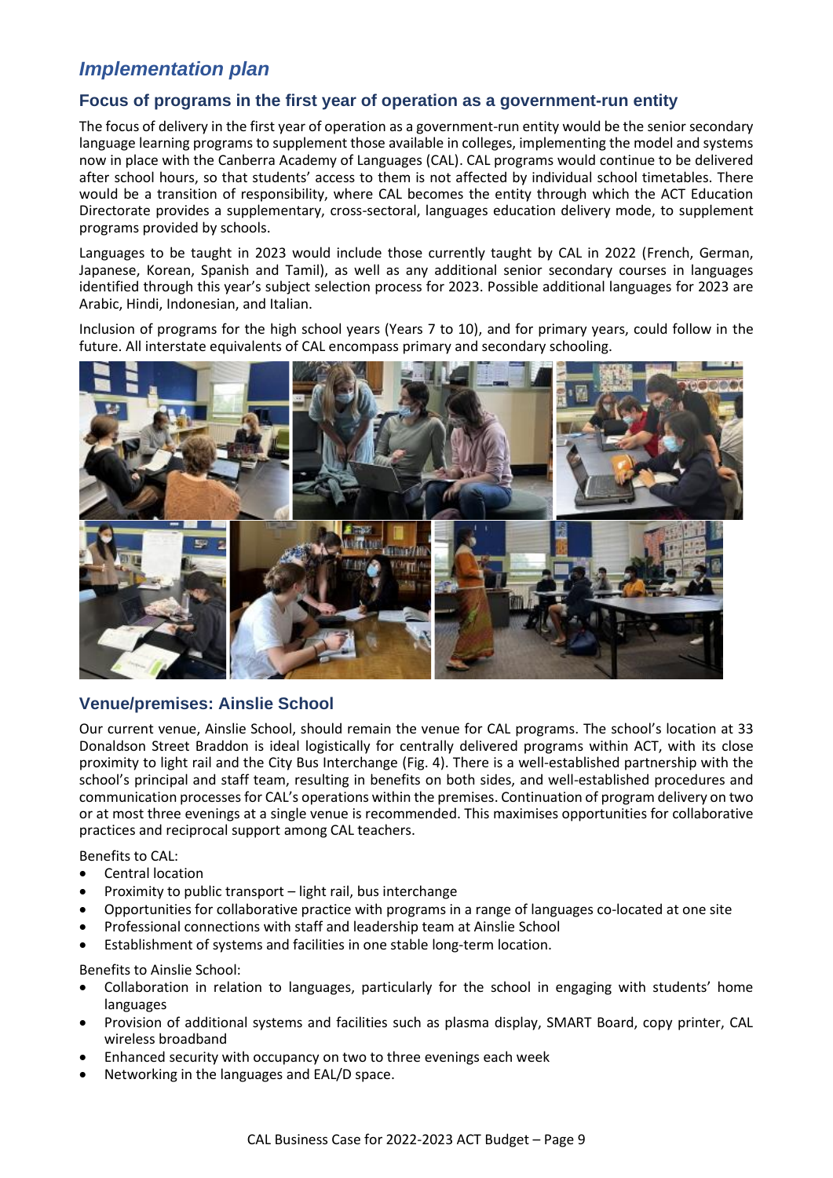## *Implementation plan*

### Focus of programs in the first year of operation as a government-run entity

The focus of delivery in the first year of operation as a government-run entity would be the senior secondary language learning programs to supplement those available in colleges, implementing the model and systems now in place with the Canberra Academy of Languages (CAL). CAL programs would continue to be delivered after school hours, so that students' access to them is not affected by individual school timetables. There would be a transition of responsibility, where CAL becomes the entity through which the ACT Education Directorate provides a supplementary, cross-sectoral, languages education delivery mode, to supplement programs provided by schools.

Languages to be taught in 2023 would include those currently taught by CAL in 2022 (French, German, Japanese, Korean, Spanish and Tamil), as well as any additional senior secondary courses in languages identified through this year's subject selection process for 2023. Possible additional languages for 2023 are Arabic, Hindi, Indonesian, and Italian.

Inclusion of programs for the high school years (Years 7 to 10), and for primary years, could follow in the future. All interstate equivalents of CAL encompass primary and secondary schooling.

### Venue/premises: Ainslie School

Our current venue, Ainslie School, should remain the venue for CAL programs. The school's location at 33 Donaldson Street Braddon is ideal logistically for centrally delivered programs within ACT, with its close proximity to light rail and the City Bus Interchange (Fig. 4). There is a well-established partnership with the school's principal and staff team, resulting in benefits on both sides, and well-established procedures and communication processes for CAL's operations within the premises. Continuation of program delivery on two or at most three evenings at a single venue is recommended. This maximises opportunities for collaborative practices and reciprocal support among CAL teachers.

Benefits to CAL:

- Central location
- Proximity to public transport – light rail, bus interchange
- Opportunities for collaborative practice with programs in a range of languages co-located at one site
- Professional connections with staff and leadership team at Ainslie School
- Establishment of systems and facilities in one stable long-term location.

Benefits to Ainslie School:

- Collaboration in relation to languages, particularly for the school in engaging with students' home languages
- Provision of additional systems and facilities such as plasma display, SMART Board, copy printer, CAL wireless broadband
- Enhanced security with occupancy on two to three evenings each week
- Networking in the languages and EAL/D space.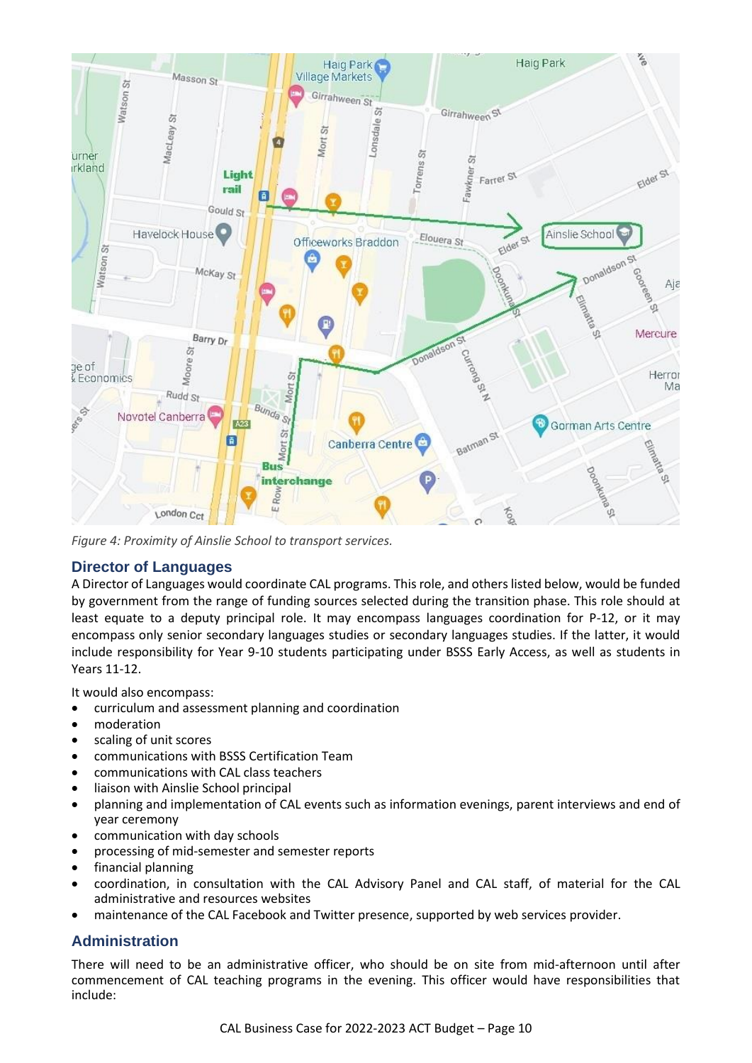*Figure 4: Proximity of Ainslie School to transport services.*

## Director of Languages

A Director of Languages would coordinate CAL programs. This role, and others listed below, would be funded by government from the range of funding sources selected during the transition phase. This role should at least equate to a deputy principal role. It may encompass languages coordination for P-12, or it may encompass only senior secondary languages studies or secondary languages studies. If the latter, it would include responsibility for Year 9-10 students participating under BSSS Early Access, as well as students in Years 11-12.

It would also encompass:

- curriculum and assessment planning and coordination
- moderation
- scaling of unit scores
- communications with BSSS Certification Team
- communications with CAL class teachers
- liaison with Ainslie School principal
- planning and implementation of CAL events such as information evenings, parent interviews and end of year ceremony
- communication with day schools
- processing of mid-semester and semester reports
- financial planning
- coordination, in consultation with the CAL Advisory Panel and CAL staff, of material for the CAL administrative and resources websites
- maintenance of the CAL Facebook and Twitter presence, supported by web services provider.

## Administration

There will need to be an administrative officer, who should be on site from mid-afternoon until after commencement of CAL teaching programs in the evening. This officer would have responsibilities that include: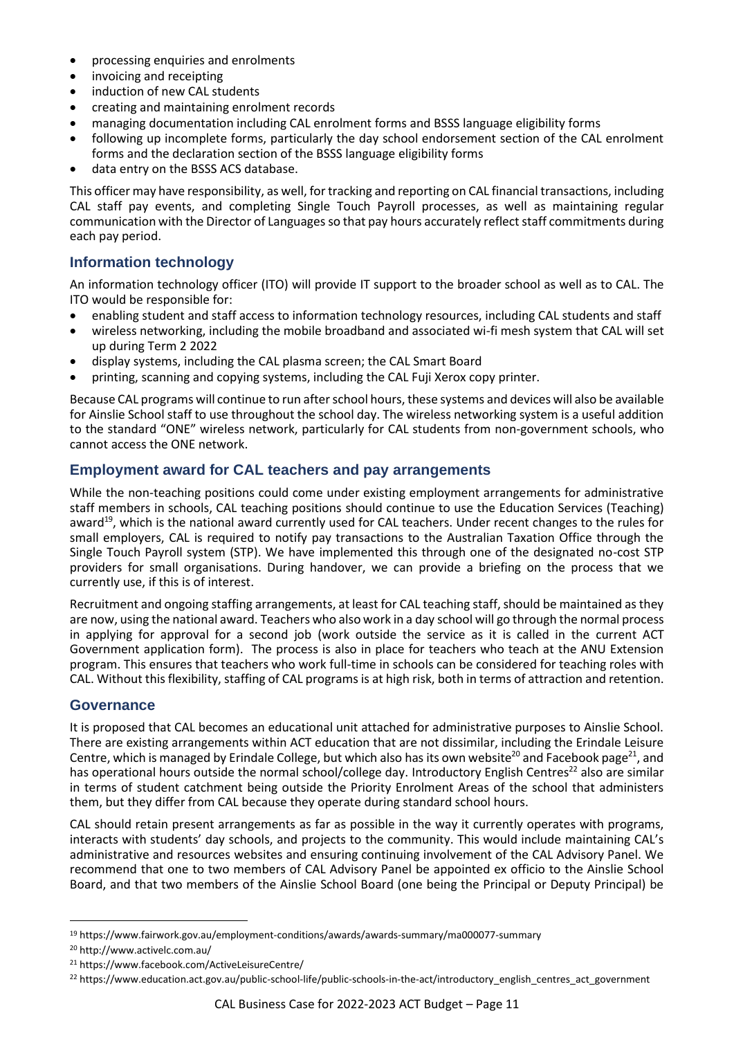- processing enquiries and enrolments
- invoicing and receipting
- induction of new CAL students
- creating and maintaining enrolment records
- managing documentation including CAL enrolment forms and BSSS language eligibility forms
- following up incomplete forms, particularly the day school endorsement section of the CAL enrolment forms and the declaration section of the BSSS language eligibility forms
- data entry on the BSSS ACS database.

This officer may have responsibility, as well, for tracking and reporting on CAL financial transactions, including CAL staff pay events, and completing Single Touch Payroll processes, as well as maintaining regular communication with the Director of Languages so that pay hours accurately reflect staff commitments during each pay period.

## Information technology

An information technology officer (ITO) will provide IT support to the broader school as well as to CAL. The ITO would be responsible for:

- enabling student and staff access to information technology resources, including CAL students and staff
- wireless networking, including the mobile broadband and associated wi-fi mesh system that CAL will set up during Term 2 2022
- display systems, including the CAL plasma screen; the CAL Smart Board
- printing, scanning and copying systems, including the CAL Fuji Xerox copy printer.

Because CAL programs will continue to run after school hours, these systems and devices will also be available for Ainslie School staff to use throughout the school day. The wireless networking system is a useful addition to the standard "ONE" wireless network, particularly for CAL students from non-government schools, who cannot access the ONE network.

## Employment award for CAL teachers and pay arrangements

While the non-teaching positions could come under existing employment arrangements for administrative staff members in schools, CAL teaching positions should continue to use the Education Services (Teaching) award[19], which is the national award currently used for CAL teachers. Under recent changes to the rules for small employers, CAL is required to notify pay transactions to the Australian Taxation Office through the Single Touch Payroll system (STP). We have implemented this through one of the designated no-cost STP providers for small organisations. During handover, we can provide a briefing on the process that we currently use, if this is of interest.

Recruitment and ongoing staffing arrangements, at least for CAL teaching staff, should be maintained as they are now, using the national award. Teachers who also work in a day school will go through the normal process in applying for approval for a second job (work outside the service as it is called in the current ACT Government application form). The process is also in place for teachers who teach at the ANU Extension program. This ensures that teachers who work full-time in schools can be considered for teaching roles with CAL. Without this flexibility, staffing of CAL programs is at high risk, both in terms of attraction and retention.

## Governance

It is proposed that CAL becomes an educational unit attached for administrative purposes to Ainslie School. There are existing arrangements within ACT education that are not dissimilar, including the Erindale Leisure Centre, which is managed by Erindale College, but which also has its own website[20] and Facebook page[21], and has operational hours outside the normal school/college day. Introductory English Centres[22] also are similar in terms of student catchment being outside the Priority Enrolment Areas of the school that administers them, but they differ from CAL because they operate during standard school hours.

CAL should retain present arrangements as far as possible in the way it currently operates with programs, interacts with students' day schools, and projects to the community. This would include maintaining CAL's administrative and resources websites and ensuring continuing involvement of the CAL Advisory Panel. We recommend that one to two members of CAL Advisory Panel be appointed ex officio to the Ainslie School Board, and that two members of the Ainslie School Board (one being the Principal or Deputy Principal) be

---

[19] https://www.fairwork.gov.au/employment-conditions/awards/awards-summary/ma000077-summary

[20] http://www.activelc.com.au/

[21] https://www.facebook.com/ActiveLeisureCentre/

[22] https://www.education.act.gov.au/public-school-life/public-schools-in-the-act/introductory_english_centres_act_government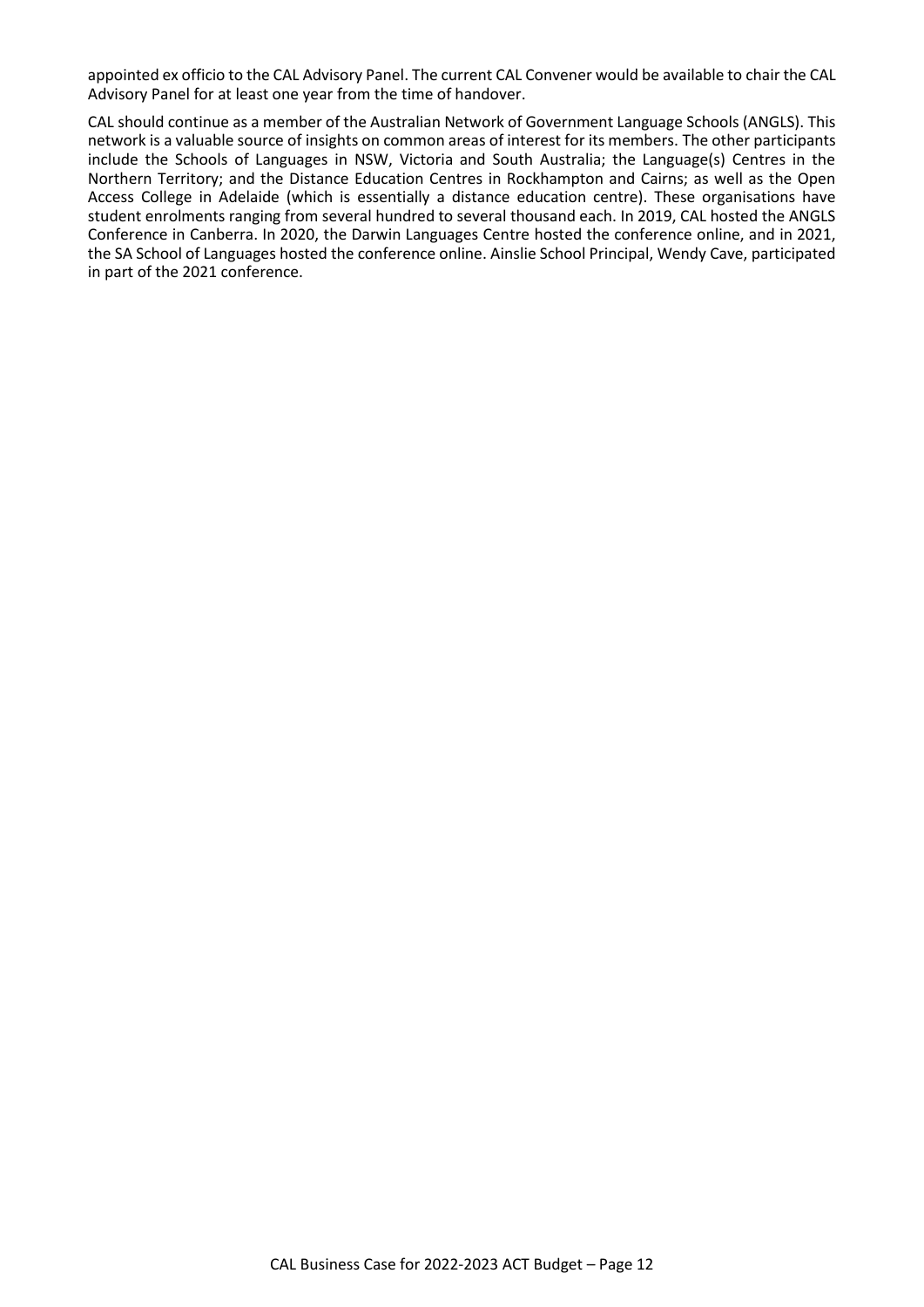appointed ex officio to the CAL Advisory Panel. The current CAL Convener would be available to chair the CAL Advisory Panel for at least one year from the time of handover.

CAL should continue as a member of the Australian Network of Government Language Schools (ANGLS). This network is a valuable source of insights on common areas of interest for its members. The other participants include the Schools of Languages in NSW, Victoria and South Australia; the Language(s) Centres in the Northern Territory; and the Distance Education Centres in Rockhampton and Cairns; as well as the Open Access College in Adelaide (which is essentially a distance education centre). These organisations have student enrolments ranging from several hundred to several thousand each. In 2019, CAL hosted the ANGLS Conference in Canberra. In 2020, the Darwin Languages Centre hosted the conference online, and in 2021, the SA School of Languages hosted the conference online. Ainslie School Principal, Wendy Cave, participated in part of the 2021 conference.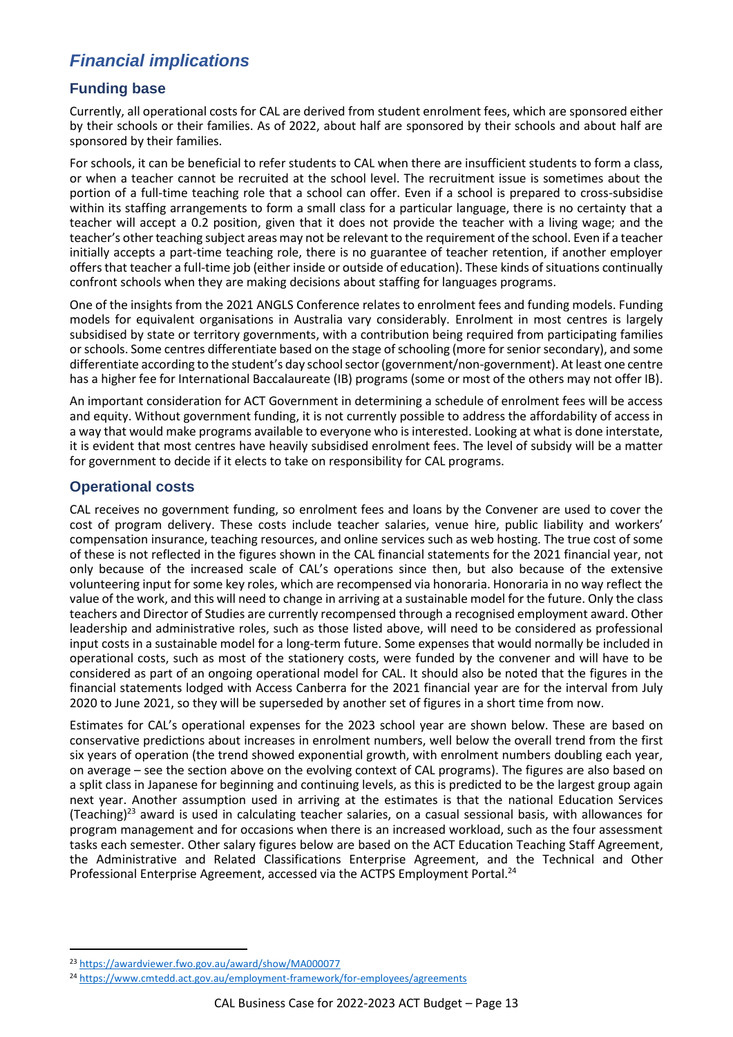## *Financial implications*

### Funding base

Currently, all operational costs for CAL are derived from student enrolment fees, which are sponsored either by their schools or their families. As of 2022, about half are sponsored by their schools and about half are sponsored by their families.

For schools, it can be beneficial to refer students to CAL when there are insufficient students to form a class, or when a teacher cannot be recruited at the school level. The recruitment issue is sometimes about the portion of a full-time teaching role that a school can offer. Even if a school is prepared to cross-subsidise within its staffing arrangements to form a small class for a particular language, there is no certainty that a teacher will accept a 0.2 position, given that it does not provide the teacher with a living wage; and the teacher's other teaching subject areas may not be relevant to the requirement of the school. Even if a teacher initially accepts a part-time teaching role, there is no guarantee of teacher retention, if another employer offers that teacher a full-time job (either inside or outside of education). These kinds of situations continually confront schools when they are making decisions about staffing for languages programs.

One of the insights from the 2021 ANGLS Conference relates to enrolment fees and funding models. Funding models for equivalent organisations in Australia vary considerably. Enrolment in most centres is largely subsidised by state or territory governments, with a contribution being required from participating families or schools. Some centres differentiate based on the stage of schooling (more for senior secondary), and some differentiate according to the student's day school sector (government/non-government). At least one centre has a higher fee for International Baccalaureate (IB) programs (some or most of the others may not offer IB).

An important consideration for ACT Government in determining a schedule of enrolment fees will be access and equity. Without government funding, it is not currently possible to address the affordability of access in a way that would make programs available to everyone who is interested. Looking at what is done interstate, it is evident that most centres have heavily subsidised enrolment fees. The level of subsidy will be a matter for government to decide if it elects to take on responsibility for CAL programs.

### Operational costs

CAL receives no government funding, so enrolment fees and loans by the Convener are used to cover the cost of program delivery. These costs include teacher salaries, venue hire, public liability and workers' compensation insurance, teaching resources, and online services such as web hosting. The true cost of some of these is not reflected in the figures shown in the CAL financial statements for the 2021 financial year, not only because of the increased scale of CAL's operations since then, but also because of the extensive volunteering input for some key roles, which are recompensed via honoraria. Honoraria in no way reflect the value of the work, and this will need to change in arriving at a sustainable model for the future. Only the class teachers and Director of Studies are currently recompensed through a recognised employment award. Other leadership and administrative roles, such as those listed above, will need to be considered as professional input costs in a sustainable model for a long-term future. Some expenses that would normally be included in operational costs, such as most of the stationery costs, were funded by the convener and will have to be considered as part of an ongoing operational model for CAL. It should also be noted that the figures in the financial statements lodged with Access Canberra for the 2021 financial year are for the interval from July 2020 to June 2021, so they will be superseded by another set of figures in a short time from now.

Estimates for CAL's operational expenses for the 2023 school year are shown below. These are based on conservative predictions about increases in enrolment numbers, well below the overall trend from the first six years of operation (the trend showed exponential growth, with enrolment numbers doubling each year, on average – see the section above on the evolving context of CAL programs). The figures are also based on a split class in Japanese for beginning and continuing levels, as this is predicted to be the largest group again next year. Another assumption used in arriving at the estimates is that the national Education Services (Teaching)[23] award is used in calculating teacher salaries, on a casual sessional basis, with allowances for program management and for occasions when there is an increased workload, such as the four assessment tasks each semester. Other salary figures below are based on the ACT Education Teaching Staff Agreement, the Administrative and Related Classifications Enterprise Agreement, and the Technical and Other Professional Enterprise Agreement, accessed via the ACTPS Employment Portal.[24]

---

[23] https://awardviewer.fwo.gov.au/award/show/MA000077

[24] https://www.cmtedd.act.gov.au/employment-framework/for-employees/agreements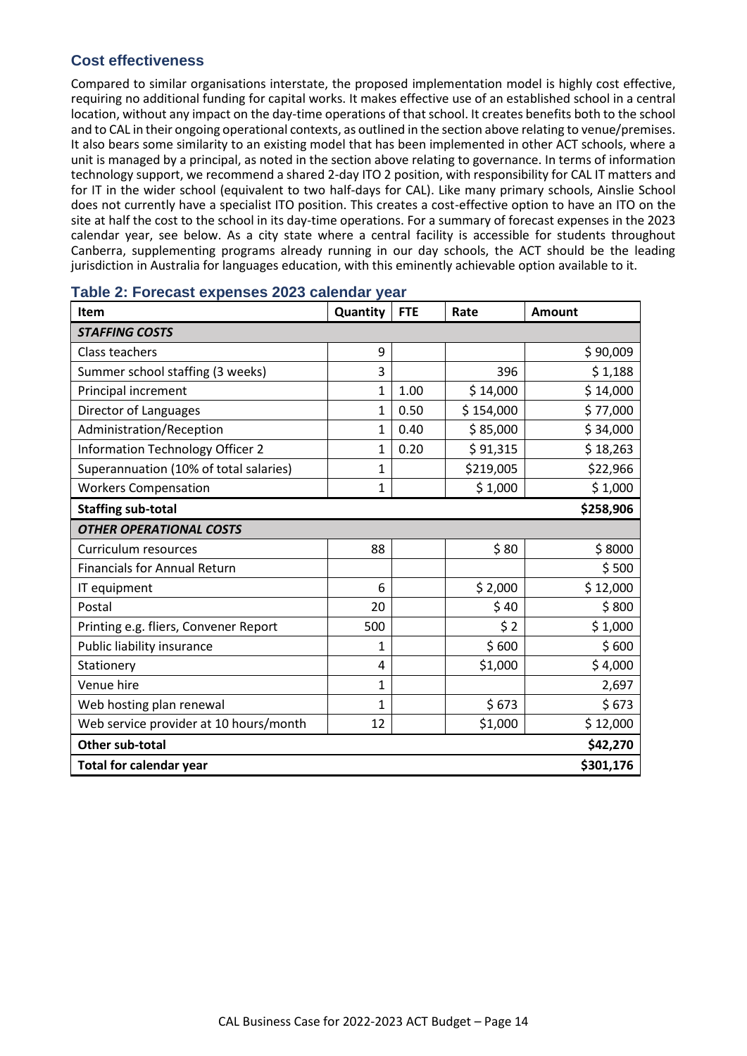## Cost effectiveness

Compared to similar organisations interstate, the proposed implementation model is highly cost effective, requiring no additional funding for capital works. It makes effective use of an established school in a central location, without any impact on the day-time operations of that school. It creates benefits both to the school and to CAL in their ongoing operational contexts, as outlined in the section above relating to venue/premises. It also bears some similarity to an existing model that has been implemented in other ACT schools, where a unit is managed by a principal, as noted in the section above relating to governance. In terms of information technology support, we recommend a shared 2-day ITO 2 position, with responsibility for CAL IT matters and for IT in the wider school (equivalent to two half-days for CAL). Like many primary schools, Ainslie School does not currently have a specialist ITO position. This creates a cost-effective option to have an ITO on the site at half the cost to the school in its day-time operations. For a summary of forecast expenses in the 2023 calendar year, see below. As a city state where a central facility is accessible for students throughout Canberra, supplementing programs already running in our day schools, the ACT should be the leading jurisdiction in Australia for languages education, with this eminently achievable option available to it.

### Table 2: Forecast expenses 2023 calendar year

| Item | Quantity | FTE | Rate | Amount |
|---|---|---|---|---|
| ***STAFFING COSTS*** | | | | |
| Class teachers | 9 | | | $ 90,009 |
| Summer school staffing (3 weeks) | 3 | | 396 | $ 1,188 |
| Principal increment | 1 | 1.00 | $ 14,000 | $ 14,000 |
| Director of Languages | 1 | 0.50 | $ 154,000 | $ 77,000 |
| Administration/Reception | 1 | 0.40 | $ 85,000 | $ 34,000 |
| Information Technology Officer 2 | 1 | 0.20 | $ 91,315 | $ 18,263 |
| Superannuation (10% of total salaries) | 1 | | $219,005 | $22,966 |
| Workers Compensation | 1 | | $ 1,000 | $ 1,000 |
| **Staffing sub-total** | | | | **$258,906** |
| ***OTHER OPERATIONAL COSTS*** | | | | |
| Curriculum resources | 88 | | $ 80 | $ 8000 |
| Financials for Annual Return | | | | $ 500 |
| IT equipment | 6 | | $ 2,000 | $ 12,000 |
| Postal | 20 | | $ 40 | $ 800 |
| Printing e.g. fliers, Convener Report | 500 | | $ 2 | $ 1,000 |
| Public liability insurance | 1 | | $ 600 | $ 600 |
| Stationery | 4 | | $1,000 | $ 4,000 |
| Venue hire | 1 | | | 2,697 |
| Web hosting plan renewal | 1 | | $ 673 | $ 673 |
| Web service provider at 10 hours/month | 12 | | $1,000 | $ 12,000 |
| **Other sub-total** | | | | **$42,270** |
| **Total for calendar year** | | | | **$301,176** |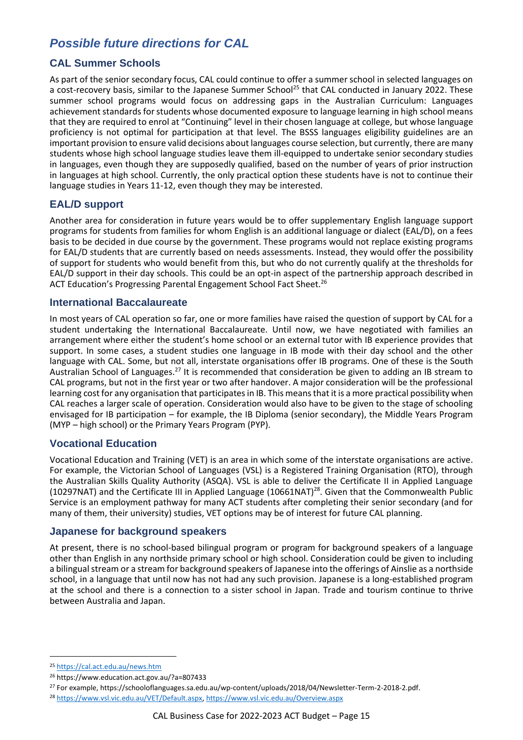# *Possible future directions for CAL*

## CAL Summer Schools

As part of the senior secondary focus, CAL could continue to offer a summer school in selected languages on a cost-recovery basis, similar to the Japanese Summer School[25] that CAL conducted in January 2022. These summer school programs would focus on addressing gaps in the Australian Curriculum: Languages achievement standards for students whose documented exposure to language learning in high school means that they are required to enrol at "Continuing" level in their chosen language at college, but whose language proficiency is not optimal for participation at that level. The BSSS languages eligibility guidelines are an important provision to ensure valid decisions about languages course selection, but currently, there are many students whose high school language studies leave them ill-equipped to undertake senior secondary studies in languages, even though they are supposedly qualified, based on the number of years of prior instruction in languages at high school. Currently, the only practical option these students have is not to continue their language studies in Years 11-12, even though they may be interested.

## EAL/D support

Another area for consideration in future years would be to offer supplementary English language support programs for students from families for whom English is an additional language or dialect (EAL/D), on a fees basis to be decided in due course by the government. These programs would not replace existing programs for EAL/D students that are currently based on needs assessments. Instead, they would offer the possibility of support for students who would benefit from this, but who do not currently qualify at the thresholds for EAL/D support in their day schools. This could be an opt-in aspect of the partnership approach described in ACT Education's Progressing Parental Engagement School Fact Sheet.[26]

## International Baccalaureate

In most years of CAL operation so far, one or more families have raised the question of support by CAL for a student undertaking the International Baccalaureate. Until now, we have negotiated with families an arrangement where either the student's home school or an external tutor with IB experience provides that support. In some cases, a student studies one language in IB mode with their day school and the other language with CAL. Some, but not all, interstate organisations offer IB programs. One of these is the South Australian School of Languages.[27] It is recommended that consideration be given to adding an IB stream to CAL programs, but not in the first year or two after handover. A major consideration will be the professional learning cost for any organisation that participates in IB. This means that it is a more practical possibility when CAL reaches a larger scale of operation. Consideration would also have to be given to the stage of schooling envisaged for IB participation – for example, the IB Diploma (senior secondary), the Middle Years Program (MYP – high school) or the Primary Years Program (PYP).

## Vocational Education

Vocational Education and Training (VET) is an area in which some of the interstate organisations are active. For example, the Victorian School of Languages (VSL) is a Registered Training Organisation (RTO), through the Australian Skills Quality Authority (ASQA). VSL is able to deliver the Certificate II in Applied Language (10297NAT) and the Certificate III in Applied Language (10661NAT)[28]. Given that the Commonwealth Public Service is an employment pathway for many ACT students after completing their senior secondary (and for many of them, their university) studies, VET options may be of interest for future CAL planning.

## Japanese for background speakers

At present, there is no school-based bilingual program or program for background speakers of a language other than English in any northside primary school or high school. Consideration could be given to including a bilingual stream or a stream for background speakers of Japanese into the offerings of Ainslie as a northside school, in a language that until now has not had any such provision. Japanese is a long-established program at the school and there is a connection to a sister school in Japan. Trade and tourism continue to thrive between Australia and Japan.

---

[25] https://cal.act.edu.au/news.htm

[26] https://www.education.act.gov.au/?a=807433

[27] For example, https://schooloflanguages.sa.edu.au/wp-content/uploads/2018/04/Newsletter-Term-2-2018-2.pdf.

[28] https://www.vsl.vic.edu.au/VET/Default.aspx, https://www.vsl.vic.edu.au/Overview.aspx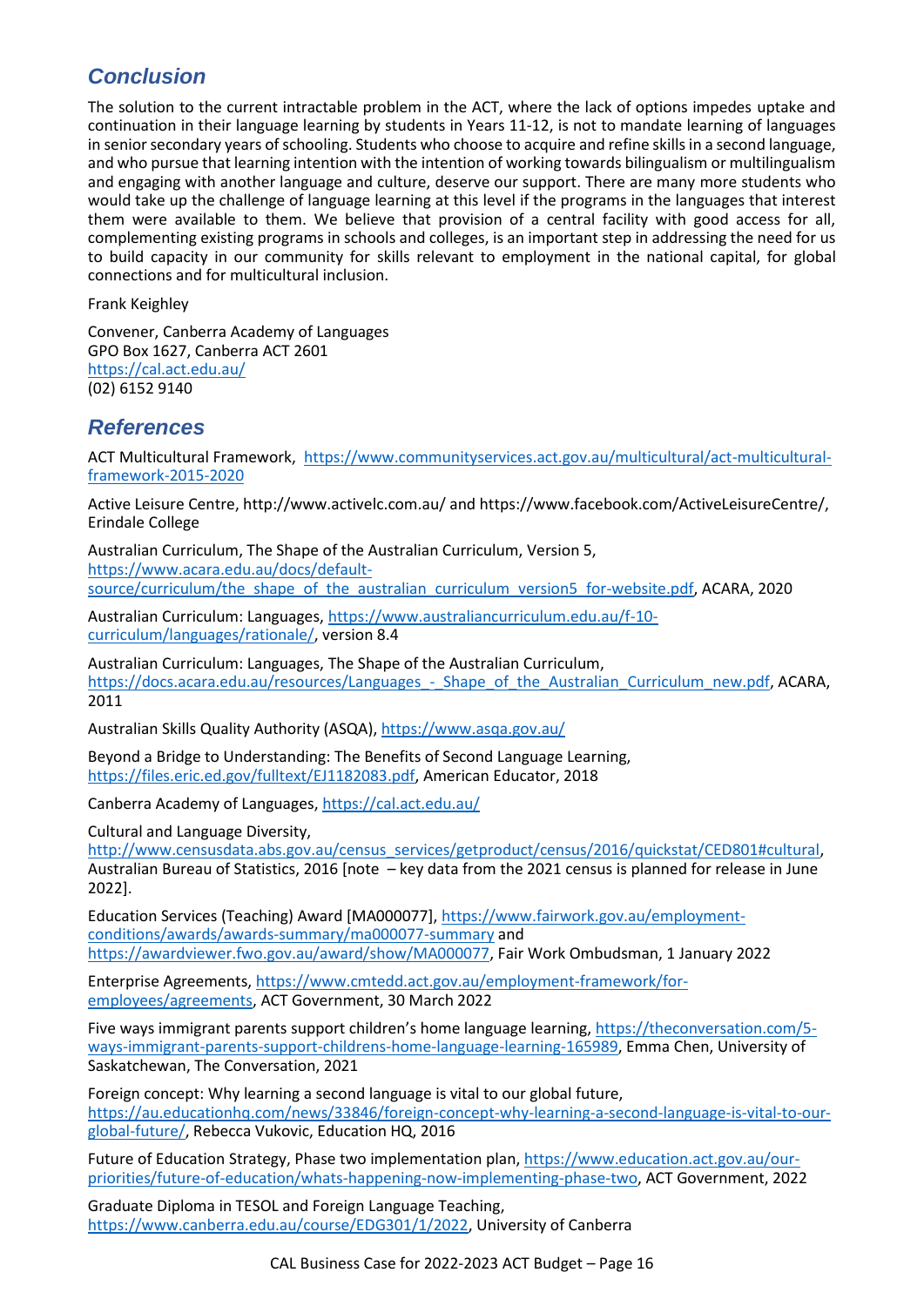## Conclusion

The solution to the current intractable problem in the ACT, where the lack of options impedes uptake and continuation in their language learning by students in Years 11-12, is not to mandate learning of languages in senior secondary years of schooling. Students who choose to acquire and refine skills in a second language, and who pursue that learning intention with the intention of working towards bilingualism or multilingualism and engaging with another language and culture, deserve our support. There are many more students who would take up the challenge of language learning at this level if the programs in the languages that interest them were available to them. We believe that provision of a central facility with good access for all, complementing existing programs in schools and colleges, is an important step in addressing the need for us to build capacity in our community for skills relevant to employment in the national capital, for global connections and for multicultural inclusion.

Frank Keighley

Convener, Canberra Academy of Languages
GPO Box 1627, Canberra ACT 2601
https://cal.act.edu.au/
(02) 6152 9140

## References

ACT Multicultural Framework, https://www.communityservices.act.gov.au/multicultural/act-multicultural-framework-2015-2020

Active Leisure Centre, http://www.activelc.com.au/ and https://www.facebook.com/ActiveLeisureCentre/, Erindale College

Australian Curriculum, The Shape of the Australian Curriculum, Version 5, https://www.acara.edu.au/docs/default-source/curriculum/the_shape_of_the_australian_curriculum_version5_for-website.pdf, ACARA, 2020

Australian Curriculum: Languages, https://www.australiancurriculum.edu.au/f-10-curriculum/languages/rationale/, version 8.4

Australian Curriculum: Languages, The Shape of the Australian Curriculum, https://docs.acara.edu.au/resources/Languages_-_Shape_of_the_Australian_Curriculum_new.pdf, ACARA, 2011

Australian Skills Quality Authority (ASQA), https://www.asqa.gov.au/

Beyond a Bridge to Understanding: The Benefits of Second Language Learning, https://files.eric.ed.gov/fulltext/EJ1182083.pdf, American Educator, 2018

Canberra Academy of Languages, https://cal.act.edu.au/

Cultural and Language Diversity, http://www.censusdata.abs.gov.au/census_services/getproduct/census/2016/quickstat/CED801#cultural, Australian Bureau of Statistics, 2016 [note – key data from the 2021 census is planned for release in June 2022].

Education Services (Teaching) Award [MA000077], https://www.fairwork.gov.au/employment-conditions/awards/awards-summary/ma000077-summary and https://awardviewer.fwo.gov.au/award/show/MA000077, Fair Work Ombudsman, 1 January 2022

Enterprise Agreements, https://www.cmtedd.act.gov.au/employment-framework/for-employees/agreements, ACT Government, 30 March 2022

Five ways immigrant parents support children's home language learning, https://theconversation.com/5-ways-immigrant-parents-support-childrens-home-language-learning-165989, Emma Chen, University of Saskatchewan, The Conversation, 2021

Foreign concept: Why learning a second language is vital to our global future, https://au.educationhq.com/news/33846/foreign-concept-why-learning-a-second-language-is-vital-to-our-global-future/, Rebecca Vukovic, Education HQ, 2016

Future of Education Strategy, Phase two implementation plan, https://www.education.act.gov.au/our-priorities/future-of-education/whats-happening-now-implementing-phase-two, ACT Government, 2022

Graduate Diploma in TESOL and Foreign Language Teaching, https://www.canberra.edu.au/course/EDG301/1/2022, University of Canberra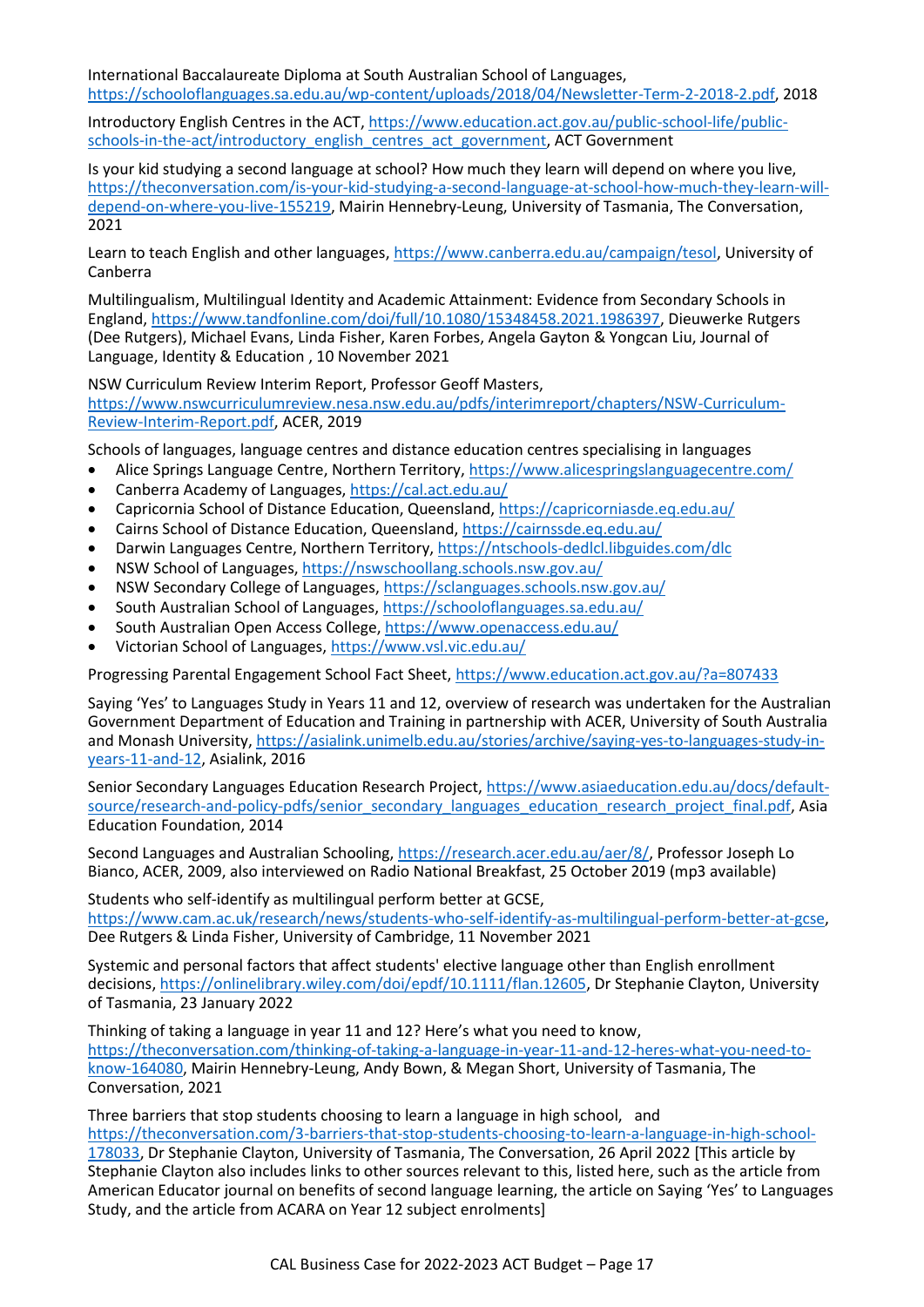International Baccalaureate Diploma at South Australian School of Languages, https://schooloflanguages.sa.edu.au/wp-content/uploads/2018/04/Newsletter-Term-2-2018-2.pdf, 2018

Introductory English Centres in the ACT, https://www.education.act.gov.au/public-school-life/public-schools-in-the-act/introductory_english_centres_act_government, ACT Government

Is your kid studying a second language at school? How much they learn will depend on where you live, https://theconversation.com/is-your-kid-studying-a-second-language-at-school-how-much-they-learn-will-depend-on-where-you-live-155219, Mairin Hennebry-Leung, University of Tasmania, The Conversation, 2021

Learn to teach English and other languages, https://www.canberra.edu.au/campaign/tesol, University of Canberra

Multilingualism, Multilingual Identity and Academic Attainment: Evidence from Secondary Schools in England, https://www.tandfonline.com/doi/full/10.1080/15348458.2021.1986397, Dieuwerke Rutgers (Dee Rutgers), Michael Evans, Linda Fisher, Karen Forbes, Angela Gayton & Yongcan Liu, Journal of Language, Identity & Education , 10 November 2021

NSW Curriculum Review Interim Report, Professor Geoff Masters, https://www.nswcurriculumreview.nesa.nsw.edu.au/pdfs/interimreport/chapters/NSW-Curriculum-Review-Interim-Report.pdf, ACER, 2019

Schools of languages, language centres and distance education centres specialising in languages

- Alice Springs Language Centre, Northern Territory, https://www.alicespringslanguagecentre.com/
- Canberra Academy of Languages, https://cal.act.edu.au/
- Capricornia School of Distance Education, Queensland, https://capricorniasde.eq.edu.au/
- Cairns School of Distance Education, Queensland, https://cairnssde.eq.edu.au/
- Darwin Languages Centre, Northern Territory, https://ntschools-dedlcl.libguides.com/dlc
- NSW School of Languages, https://nswschoollang.schools.nsw.gov.au/
- NSW Secondary College of Languages, https://sclanguages.schools.nsw.gov.au/
- South Australian School of Languages, https://schooloflanguages.sa.edu.au/
- South Australian Open Access College, https://www.openaccess.edu.au/
- Victorian School of Languages, https://www.vsl.vic.edu.au/

Progressing Parental Engagement School Fact Sheet, https://www.education.act.gov.au/?a=807433

Saying 'Yes' to Languages Study in Years 11 and 12, overview of research was undertaken for the Australian Government Department of Education and Training in partnership with ACER, University of South Australia and Monash University, https://asialink.unimelb.edu.au/stories/archive/saying-yes-to-languages-study-in-years-11-and-12, Asialink, 2016

Senior Secondary Languages Education Research Project, https://www.asiaeducation.edu.au/docs/default-source/research-and-policy-pdfs/senior_secondary_languages_education_research_project_final.pdf, Asia Education Foundation, 2014

Second Languages and Australian Schooling, https://research.acer.edu.au/aer/8/, Professor Joseph Lo Bianco, ACER, 2009, also interviewed on Radio National Breakfast, 25 October 2019 (mp3 available)

Students who self-identify as multilingual perform better at GCSE, https://www.cam.ac.uk/research/news/students-who-self-identify-as-multilingual-perform-better-at-gcse, Dee Rutgers & Linda Fisher, University of Cambridge, 11 November 2021

Systemic and personal factors that affect students' elective language other than English enrollment decisions, https://onlinelibrary.wiley.com/doi/epdf/10.1111/flan.12605, Dr Stephanie Clayton, University of Tasmania, 23 January 2022

Thinking of taking a language in year 11 and 12? Here's what you need to know, https://theconversation.com/thinking-of-taking-a-language-in-year-11-and-12-heres-what-you-need-to-know-164080, Mairin Hennebry-Leung, Andy Bown, & Megan Short, University of Tasmania, The Conversation, 2021

Three barriers that stop students choosing to learn a language in high school, and https://theconversation.com/3-barriers-that-stop-students-choosing-to-learn-a-language-in-high-school-178033, Dr Stephanie Clayton, University of Tasmania, The Conversation, 26 April 2022 [This article by Stephanie Clayton also includes links to other sources relevant to this, listed here, such as the article from American Educator journal on benefits of second language learning, the article on Saying 'Yes' to Languages Study, and the article from ACARA on Year 12 subject enrolments]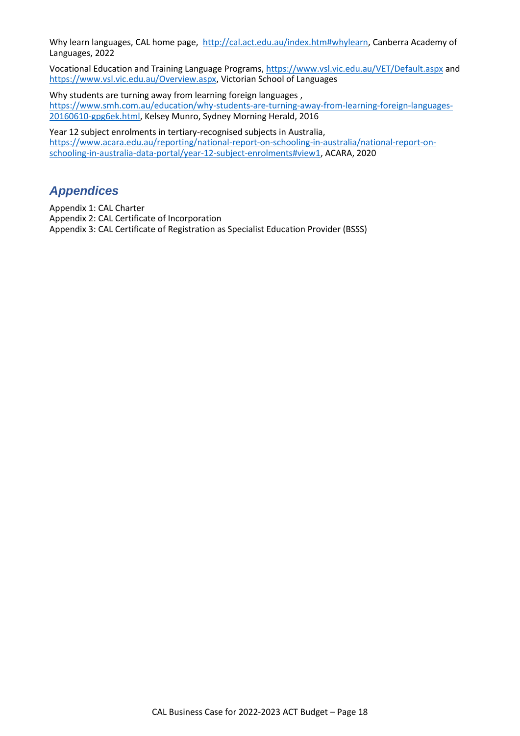Why learn languages, CAL home page, http://cal.act.edu.au/index.htm#whylearn, Canberra Academy of Languages, 2022

Vocational Education and Training Language Programs, https://www.vsl.vic.edu.au/VET/Default.aspx and https://www.vsl.vic.edu.au/Overview.aspx, Victorian School of Languages

Why students are turning away from learning foreign languages , https://www.smh.com.au/education/why-students-are-turning-away-from-learning-foreign-languages-20160610-gpg6ek.html, Kelsey Munro, Sydney Morning Herald, 2016

Year 12 subject enrolments in tertiary-recognised subjects in Australia, https://www.acara.edu.au/reporting/national-report-on-schooling-in-australia/national-report-on-schooling-in-australia-data-portal/year-12-subject-enrolments#view1, ACARA, 2020

## *Appendices*

Appendix 1: CAL Charter
Appendix 2: CAL Certificate of Incorporation
Appendix 3: CAL Certificate of Registration as Specialist Education Provider (BSSS)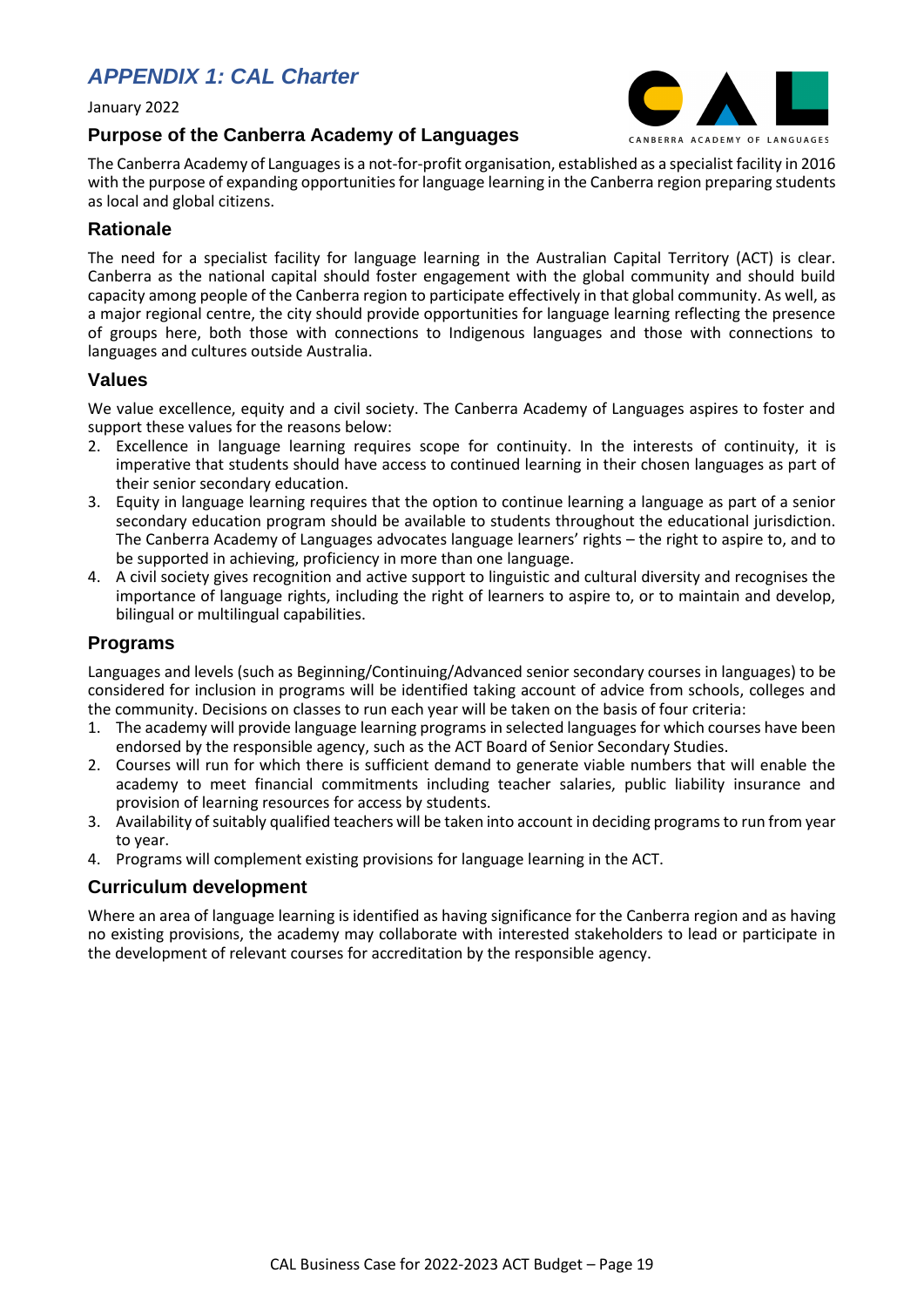# *APPENDIX 1: CAL Charter*

January 2022

## Purpose of the Canberra Academy of Languages

The Canberra Academy of Languages is a not-for-profit organisation, established as a specialist facility in 2016 with the purpose of expanding opportunities for language learning in the Canberra region preparing students as local and global citizens.

## Rationale

The need for a specialist facility for language learning in the Australian Capital Territory (ACT) is clear. Canberra as the national capital should foster engagement with the global community and should build capacity among people of the Canberra region to participate effectively in that global community. As well, as a major regional centre, the city should provide opportunities for language learning reflecting the presence of groups here, both those with connections to Indigenous languages and those with connections to languages and cultures outside Australia.

## Values

We value excellence, equity and a civil society. The Canberra Academy of Languages aspires to foster and support these values for the reasons below:

2. Excellence in language learning requires scope for continuity. In the interests of continuity, it is imperative that students should have access to continued learning in their chosen languages as part of their senior secondary education.
3. Equity in language learning requires that the option to continue learning a language as part of a senior secondary education program should be available to students throughout the educational jurisdiction. The Canberra Academy of Languages advocates language learners' rights – the right to aspire to, and to be supported in achieving, proficiency in more than one language.
4. A civil society gives recognition and active support to linguistic and cultural diversity and recognises the importance of language rights, including the right of learners to aspire to, or to maintain and develop, bilingual or multilingual capabilities.

## Programs

Languages and levels (such as Beginning/Continuing/Advanced senior secondary courses in languages) to be considered for inclusion in programs will be identified taking account of advice from schools, colleges and the community. Decisions on classes to run each year will be taken on the basis of four criteria:

1. The academy will provide language learning programs in selected languages for which courses have been endorsed by the responsible agency, such as the ACT Board of Senior Secondary Studies.
2. Courses will run for which there is sufficient demand to generate viable numbers that will enable the academy to meet financial commitments including teacher salaries, public liability insurance and provision of learning resources for access by students.
3. Availability of suitably qualified teachers will be taken into account in deciding programs to run from year to year.
4. Programs will complement existing provisions for language learning in the ACT.

## Curriculum development

Where an area of language learning is identified as having significance for the Canberra region and as having no existing provisions, the academy may collaborate with interested stakeholders to lead or participate in the development of relevant courses for accreditation by the responsible agency.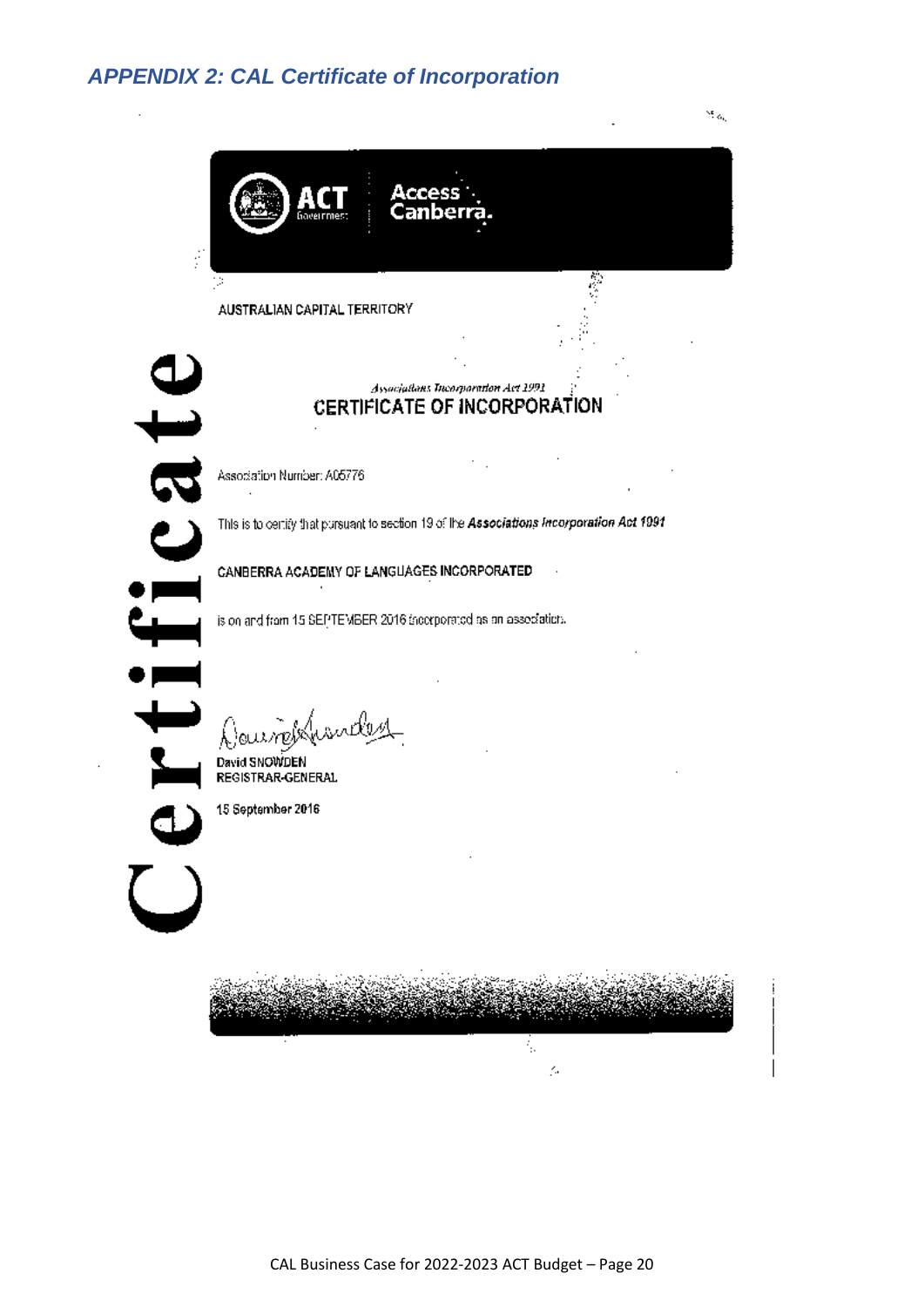## APPENDIX 2: CAL Certificate of Incorporation

ACT Government | Access Canberra

AUSTRALIAN CAPITAL TERRITORY

*Associations Incorporation Act 1991*

**CERTIFICATE OF INCORPORATION**

Association Number: A05776

This is to certify that pursuant to section 19 of the ***Associations Incorporation Act 1991***

CANBERRA ACADEMY OF LANGUAGES INCORPORATED

is on and from 15 SEPTEMBER 2016 incorporated as an association.

David SNOWDEN
REGISTRAR-GENERAL

15 September 2016

Certificate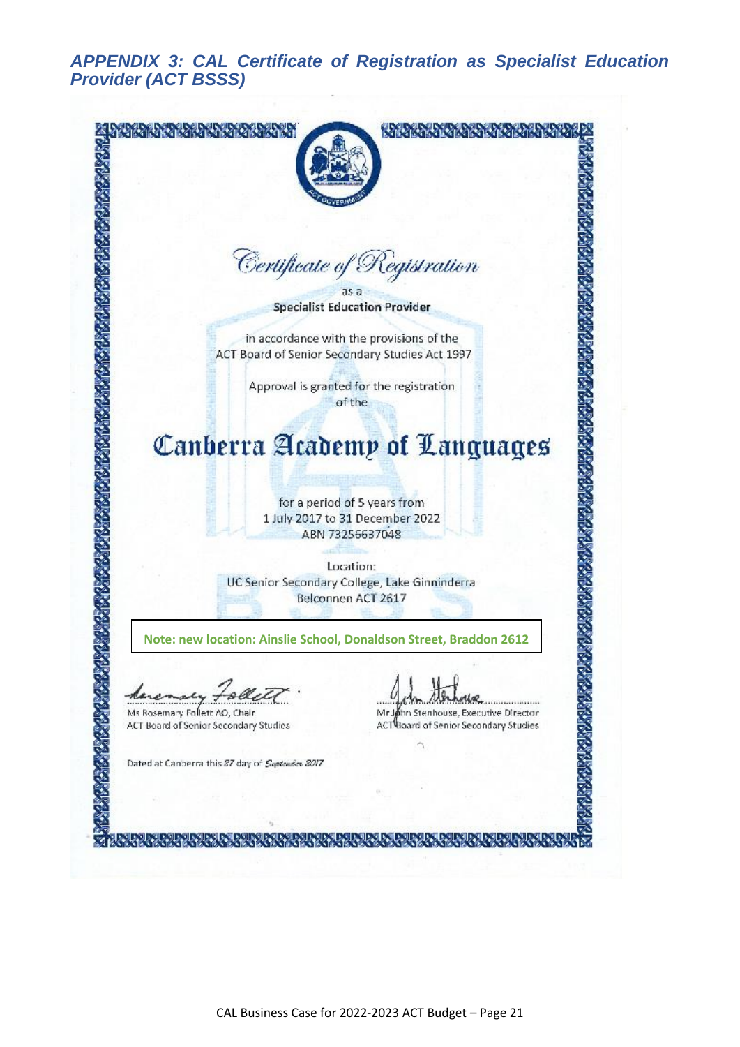## *APPENDIX 3: CAL Certificate of Registration as Specialist Education Provider (ACT BSSS)*

*Certificate of Registration*

as a

**Specialist Education Provider**

in accordance with the provisions of the ACT Board of Senior Secondary Studies Act 1997

Approval is granted for the registration of the

# Canberra Academy of Languages

for a period of 5 years from 1 July 2017 to 31 December 2022

ABN 73256637048

Location:
UC Senior Secondary College, Lake Ginninderra
Belconnen ACT 2617

**Note: new location: Ainslie School, Donaldson Street, Braddon 2612**

Ms Rosemary Follett AO, Chair
ACT Board of Senior Secondary Studies

Mr John Stenhouse, Executive Director
ACT Board of Senior Secondary Studies

Dated at Canberra this 27 day of September 2017